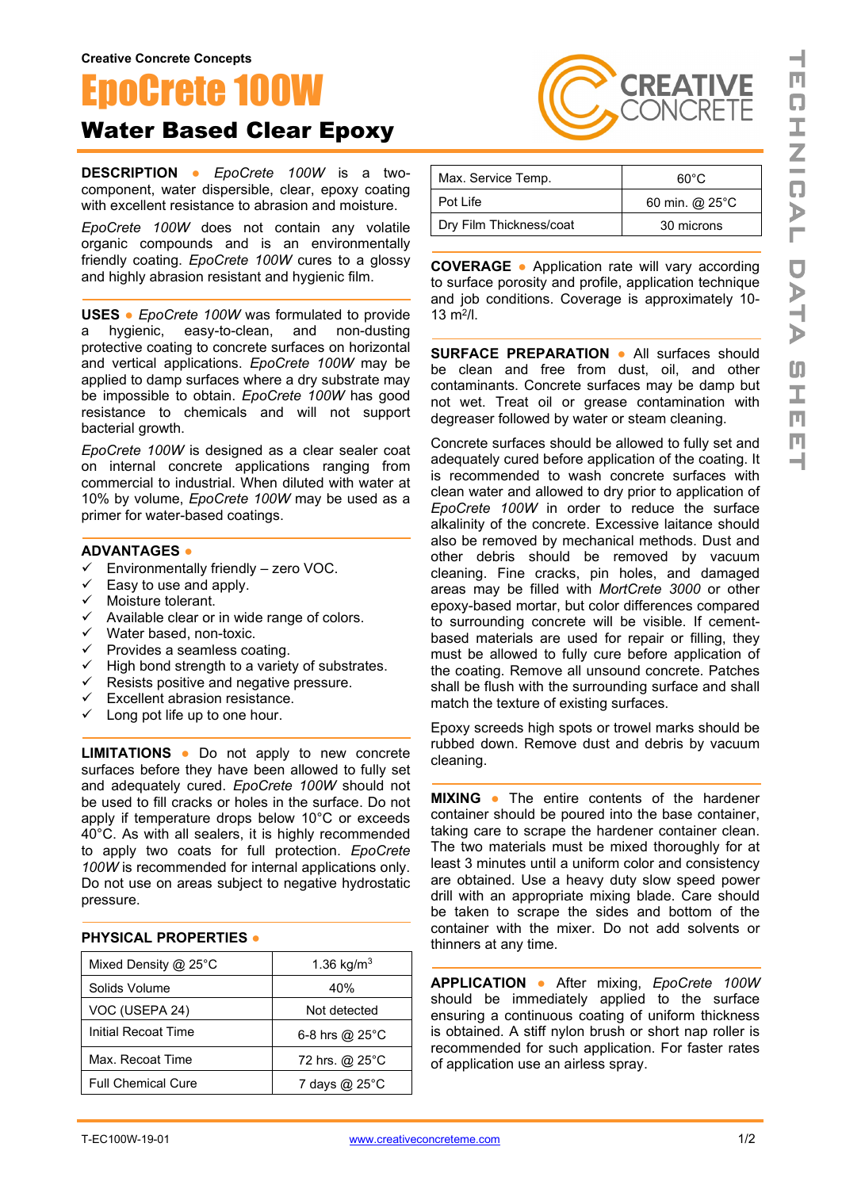Creative Concrete Concepts

# EpoCrete 100W

## Water Based Clear Epoxy

**DESCRIPTION** ● *EpoCrete 100W* is a two-component, water dispersible, clear, epoxy coating with excellent resistance to abrasion and moisture.

*EpoCrete 100W* does not contain any volatile organic compounds and is an environmentally friendly coating. *EpoCrete 100W* cures to a glossy and highly abrasion resistant and hygienic film.

**USES** ● *EpoCrete 100W* was formulated to provide a hygienic, easy-to-clean, and non-dusting protective coating to concrete surfaces on horizontal and vertical applications. *EpoCrete 100W* may be applied to damp surfaces where a dry substrate may be impossible to obtain. *EpoCrete 100W* has good resistance to chemicals and will not support bacterial growth.

*EpoCrete 100W* is designed as a clear sealer coat on internal concrete applications ranging from commercial to industrial. When diluted with water at 10% by volume, *EpoCrete 100W* may be used as a primer for water-based coatings.

**ADVANTAGES** ●

- ✓ Environmentally friendly – zero VOC.
- ✓ Easy to use and apply.
- ✓ Moisture tolerant.
- ✓ Available clear or in wide range of colors.
- ✓ Water based, non-toxic.
- ✓ Provides a seamless coating.
- ✓ High bond strength to a variety of substrates.
- ✓ Resists positive and negative pressure.
- ✓ Excellent abrasion resistance.
- ✓ Long pot life up to one hour.

**LIMITATIONS** ● Do not apply to new concrete surfaces before they have been allowed to fully set and adequately cured. *EpoCrete 100W* should not be used to fill cracks or holes in the surface. Do not apply if temperature drops below 10°C or exceeds 40°C. As with all sealers, it is highly recommended to apply two coats for full protection. *EpoCrete 100W* is recommended for internal applications only. Do not use on areas subject to negative hydrostatic pressure.

**PHYSICAL PROPERTIES** ●

| Property | Value |
|---|---|
| Mixed Density @ 25°C | 1.36 kg/m$^3$ |
| Solids Volume | 40% |
| VOC (USEPA 24) | Not detected |
| Initial Recoat Time | 6-8 hrs @ 25°C |
| Max. Recoat Time | 72 hrs. @ 25°C |
| Full Chemical Cure | 7 days @ 25°C |
| Max. Service Temp. | 60°C |
| Pot Life | 60 min. @ 25°C |
| Dry Film Thickness/coat | 30 microns |

**COVERAGE** ● Application rate will vary according to surface porosity and profile, application technique and job conditions. Coverage is approximately 10-13 m$^2$/l.

**SURFACE PREPARATION** ● All surfaces should be clean and free from dust, oil, and other contaminants. Concrete surfaces may be damp but not wet. Treat oil or grease contamination with degreaser followed by water or steam cleaning.

Concrete surfaces should be allowed to fully set and adequately cured before application of the coating. It is recommended to wash concrete surfaces with clean water and allowed to dry prior to application of *EpoCrete 100W* in order to reduce the surface alkalinity of the concrete. Excessive laitance should also be removed by mechanical methods. Dust and other debris should be removed by vacuum cleaning. Fine cracks, pin holes, and damaged areas may be filled with *MortCrete 3000* or other epoxy-based mortar, but color differences compared to surrounding concrete will be visible. If cement-based materials are used for repair or filling, they must be allowed to fully cure before application of the coating. Remove all unsound concrete. Patches shall be flush with the surrounding surface and shall match the texture of existing surfaces.

Epoxy screeds high spots or trowel marks should be rubbed down. Remove dust and debris by vacuum cleaning.

**MIXING** ● The entire contents of the hardener container should be poured into the base container, taking care to scrape the hardener container clean. The two materials must be mixed thoroughly for at least 3 minutes until a uniform color and consistency are obtained. Use a heavy duty slow speed power drill with an appropriate mixing blade. Care should be taken to scrape the sides and bottom of the container with the mixer. Do not add solvents or thinners at any time.

**APPLICATION** ● After mixing, *EpoCrete 100W* should be immediately applied to the surface ensuring a continuous coating of uniform thickness is obtained. A stiff nylon brush or short nap roller is recommended for such application. For faster rates of application use an airless spray.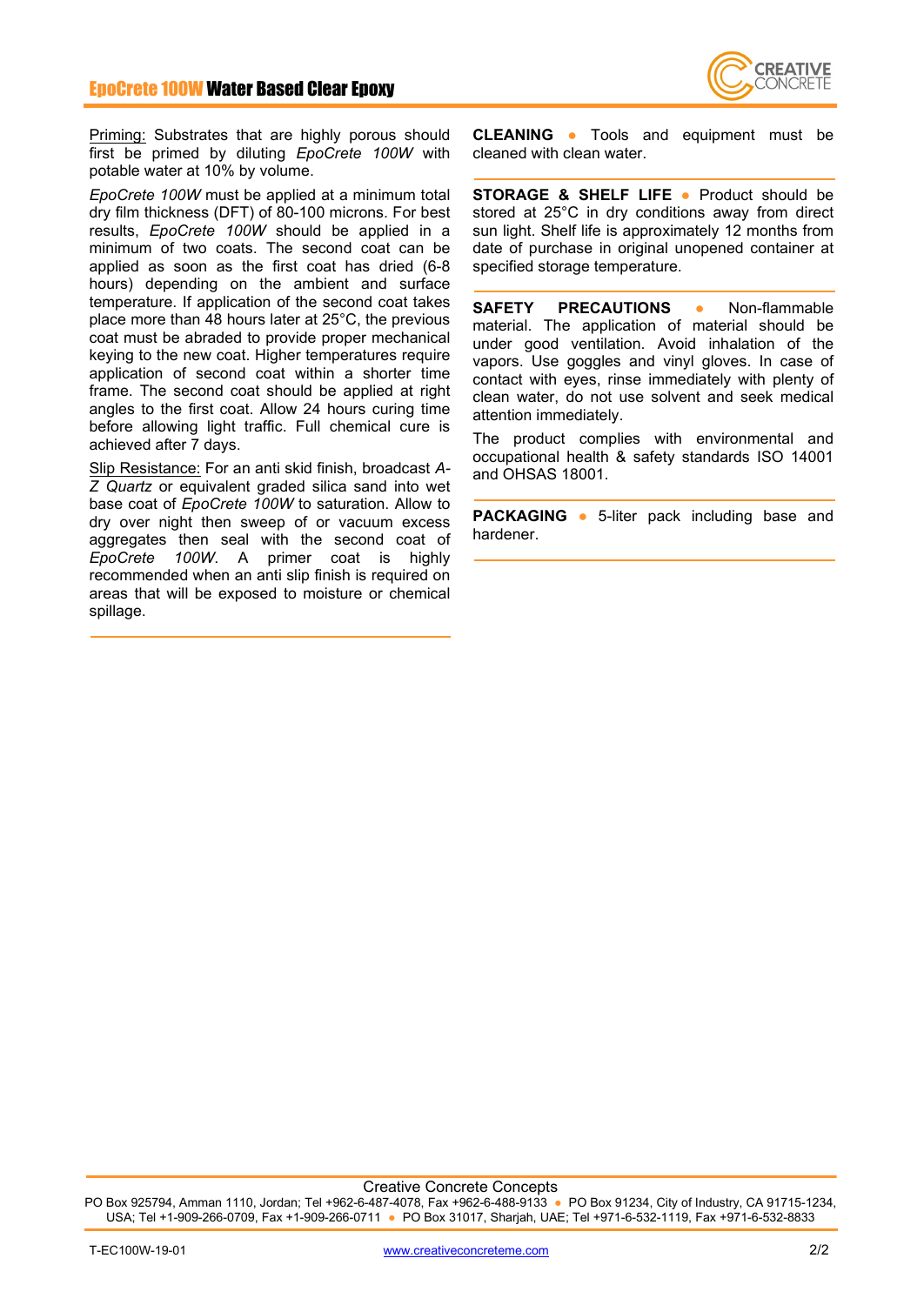Priming: Substrates that are highly porous should first be primed by diluting *EpoCrete 100W* with potable water at 10% by volume.

*EpoCrete 100W* must be applied at a minimum total dry film thickness (DFT) of 80-100 microns. For best results, *EpoCrete 100W* should be applied in a minimum of two coats. The second coat can be applied as soon as the first coat has dried (6-8 hours) depending on the ambient and surface temperature. If application of the second coat takes place more than 48 hours later at 25°C, the previous coat must be abraded to provide proper mechanical keying to the new coat. Higher temperatures require application of second coat within a shorter time frame. The second coat should be applied at right angles to the first coat. Allow 24 hours curing time before allowing light traffic. Full chemical cure is achieved after 7 days.

Slip Resistance: For an anti skid finish, broadcast *A-Z Quartz* or equivalent graded silica sand into wet base coat of *EpoCrete 100W* to saturation. Allow to dry over night then sweep of or vacuum excess aggregates then seal with the second coat of *EpoCrete 100W*. A primer coat is highly recommended when an anti slip finish is required on areas that will be exposed to moisture or chemical spillage.

**CLEANING** ● Tools and equipment must be cleaned with clean water.

**STORAGE & SHELF LIFE** ● Product should be stored at 25°C in dry conditions away from direct sun light. Shelf life is approximately 12 months from date of purchase in original unopened container at specified storage temperature.

**SAFETY PRECAUTIONS** ● Non-flammable material. The application of material should be under good ventilation. Avoid inhalation of the vapors. Use goggles and vinyl gloves. In case of contact with eyes, rinse immediately with plenty of clean water, do not use solvent and seek medical attention immediately.

The product complies with environmental and occupational health & safety standards ISO 14001 and OHSAS 18001.

**PACKAGING** ● 5-liter pack including base and hardener.

Creative Concrete Concepts

PO Box 925794, Amman 1110, Jordan; Tel +962-6-487-4078, Fax +962-6-488-9133 ● PO Box 91234, City of Industry, CA 91715-1234, USA; Tel +1-909-266-0709, Fax +1-909-266-0711 ● PO Box 31017, Sharjah, UAE; Tel +971-6-532-1119, Fax +971-6-532-8833

T-EC100W-19-01 www.creativeconcreteme.com